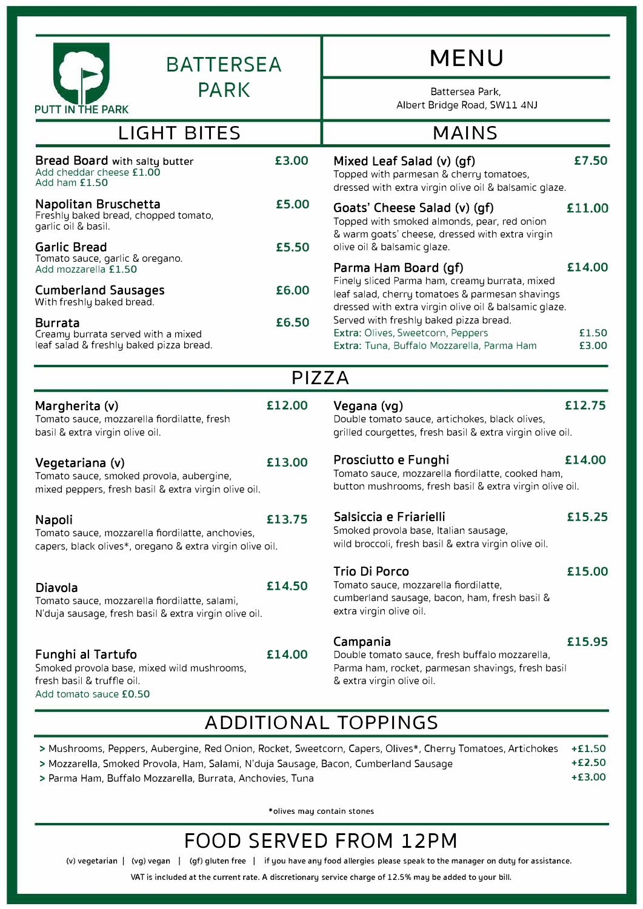# BATTERSEA PARK

PUTT IN THE PARK

# MENU

Battersea Park,
Albert Bridge Road, SW11 4NJ

## LIGHT BITES

**Bread Board** with salty butter — **£3.00**
Add cheddar cheese £1.00
Add ham £1.50

**Napolitan Bruschetta** — **£5.00**
Freshly baked bread, chopped tomato, garlic oil & basil.

**Garlic Bread** — **£5.50**
Tomato sauce, garlic & oregano.
Add mozzarella £1.50

**Cumberland Sausages** — **£6.00**
With freshly baked bread.

**Burrata** — **£6.50**
Creamy burrata served with a mixed leaf salad & freshly baked pizza bread.

## MAINS

**Mixed Leaf Salad (v) (gf)** — **£7.50**
Topped with parmesan & cherry tomatoes, dressed with extra virgin olive oil & balsamic glaze.

**Goats' Cheese Salad (v) (gf)** — **£11.00**
Topped with smoked almonds, pear, red onion & warm goats' cheese, dressed with extra virgin olive oil & balsamic glaze.

**Parma Ham Board (gf)** — **£14.00**
Finely sliced Parma ham, creamy burrata, mixed leaf salad, cherry tomatoes & parmesan shavings dressed with extra virgin olive oil & balsamic glaze. Served with freshly baked pizza bread.
Extra: Olives, Sweetcorn, Peppers — £1.50
Extra: Tuna, Buffalo Mozzarella, Parma Ham — £3.00

## PIZZA

**Margherita (v)** — **£12.00**
Tomato sauce, mozzarella fiordilatte, fresh basil & extra virgin olive oil.

**Vegetariana (v)** — **£13.00**
Tomato sauce, smoked provola, aubergine, mixed peppers, fresh basil & extra virgin olive oil.

**Napoli** — **£13.75**
Tomato sauce, mozzarella fiordilatte, anchovies, capers, black olives*, oregano & extra virgin olive oil.

**Diavola** — **£14.50**
Tomato sauce, mozzarella fiordilatte, salami, N'duja sausage, fresh basil & extra virgin olive oil.

**Funghi al Tartufo** — **£14.00**
Smoked provola base, mixed wild mushrooms, fresh basil & truffle oil.
Add tomato sauce £0.50

**Vegana (vg)** — **£12.75**
Double tomato sauce, artichokes, black olives, grilled courgettes, fresh basil & extra virgin olive oil.

**Prosciutto e Funghi** — **£14.00**
Tomato sauce, mozzarella fiordilatte, cooked ham, button mushrooms, fresh basil & extra virgin olive oil.

**Salsiccia e Friarielli** — **£15.25**
Smoked provola base, Italian sausage, wild broccoli, fresh basil & extra virgin olive oil.

**Trio Di Porco** — **£15.00**
Tomato sauce, mozzarella fiordilatte, cumberland sausage, bacon, ham, fresh basil & extra virgin olive oil.

**Campania** — **£15.95**
Double tomato sauce, fresh buffalo mozzarella, Parma ham, rocket, parmesan shavings, fresh basil & extra virgin olive oil.

## ADDITIONAL TOPPINGS

- Mushrooms, Peppers, Aubergine, Red Onion, Rocket, Sweetcorn, Capers, Olives*, Cherry Tomatoes, Artichokes — +£1.50
- Mozzarella, Smoked Provola, Ham, Salami, N'duja Sausage, Bacon, Cumberland Sausage — +£2.50
- Parma Ham, Buffalo Mozzarella, Burrata, Anchovies, Tuna — +£3.00

*olives may contain stones

## FOOD SERVED FROM 12PM

(v) vegetarian | (vg) vegan | (gf) gluten free | if you have any food allergies please speak to the manager on duty for assistance.

VAT is included at the current rate. A discretionary service charge of 12.5% may be added to your bill.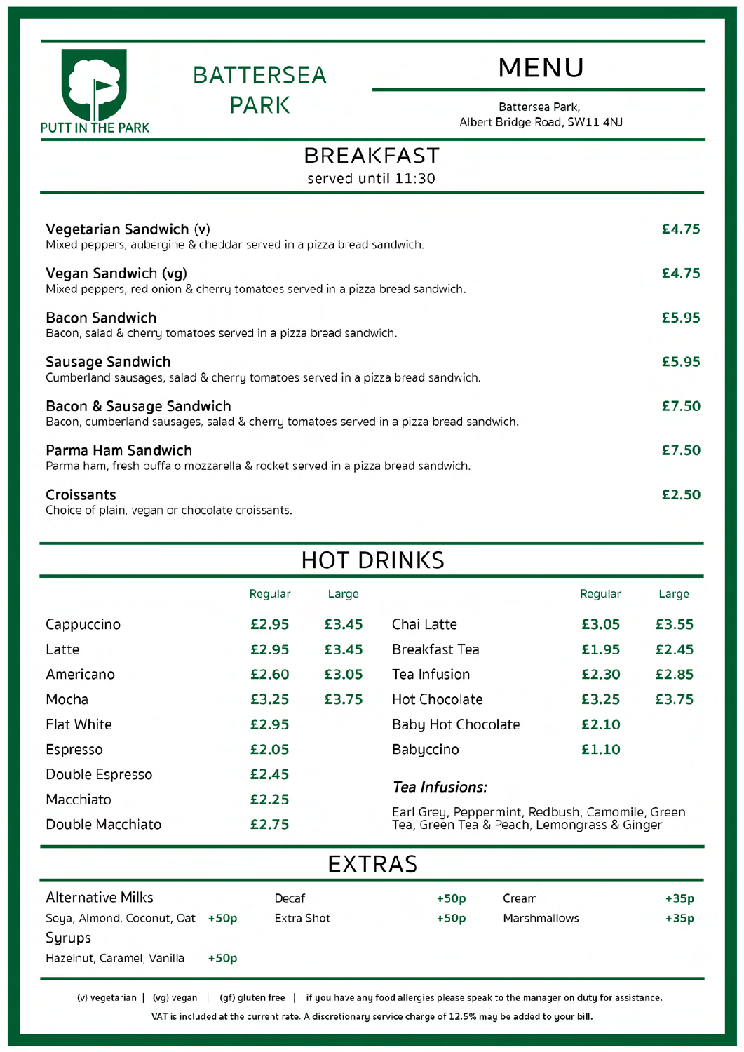PUTT IN THE PARK

# BATTERSEA PARK

# MENU

Battersea Park,
Albert Bridge Road, SW11 4NJ

## BREAKFAST

served until 11:30

**Vegetarian Sandwich (v)** — **£4.75**
Mixed peppers, aubergine & cheddar served in a pizza bread sandwich.

**Vegan Sandwich (vg)** — **£4.75**
Mixed peppers, red onion & cherry tomatoes served in a pizza bread sandwich.

**Bacon Sandwich** — **£5.95**
Bacon, salad & cherry tomatoes served in a pizza bread sandwich.

**Sausage Sandwich** — **£5.95**
Cumberland sausages, salad & cherry tomatoes served in a pizza bread sandwich.

**Bacon & Sausage Sandwich** — **£7.50**
Bacon, cumberland sausages, salad & cherry tomatoes served in a pizza bread sandwich.

**Parma Ham Sandwich** — **£7.50**
Parma ham, fresh buffalo mozzarella & rocket served in a pizza bread sandwich.

**Croissants** — **£2.50**
Choice of plain, vegan or chocolate croissants.

## HOT DRINKS

| | Regular | Large |
|---|---|---|
| Cappuccino | £2.95 | £3.45 |
| Latte | £2.95 | £3.45 |
| Americano | £2.60 | £3.05 |
| Mocha | £3.25 | £3.75 |
| Flat White | £2.95 | |
| Espresso | £2.05 | |
| Double Espresso | £2.45 | |
| Macchiato | £2.25 | |
| Double Macchiato | £2.75 | |

| | Regular | Large |
|---|---|---|
| Chai Latte | £3.05 | £3.55 |
| Breakfast Tea | £1.95 | £2.45 |
| Tea Infusion | £2.30 | £2.85 |
| Hot Chocolate | £3.25 | £3.75 |
| Baby Hot Chocolate | £2.10 | |
| Babyccino | £1.10 | |

***Tea Infusions:***

Earl Grey, Peppermint, Redbush, Camomile, Green Tea, Green Tea & Peach, Lemongrass & Ginger

## EXTRAS

**Alternative Milks**
Soya, Almond, Coconut, Oat — +50p

**Syrups**
Hazelnut, Caramel, Vanilla — +50p

Decaf — +50p
Extra Shot — +50p

Cream — +35p
Marshmallows — +35p

(v) vegetarian | (vg) vegan | (gf) gluten free | if you have any food allergies please speak to the manager on duty for assistance.

VAT is included at the current rate. A discretionary service charge of 12.5% may be added to your bill.